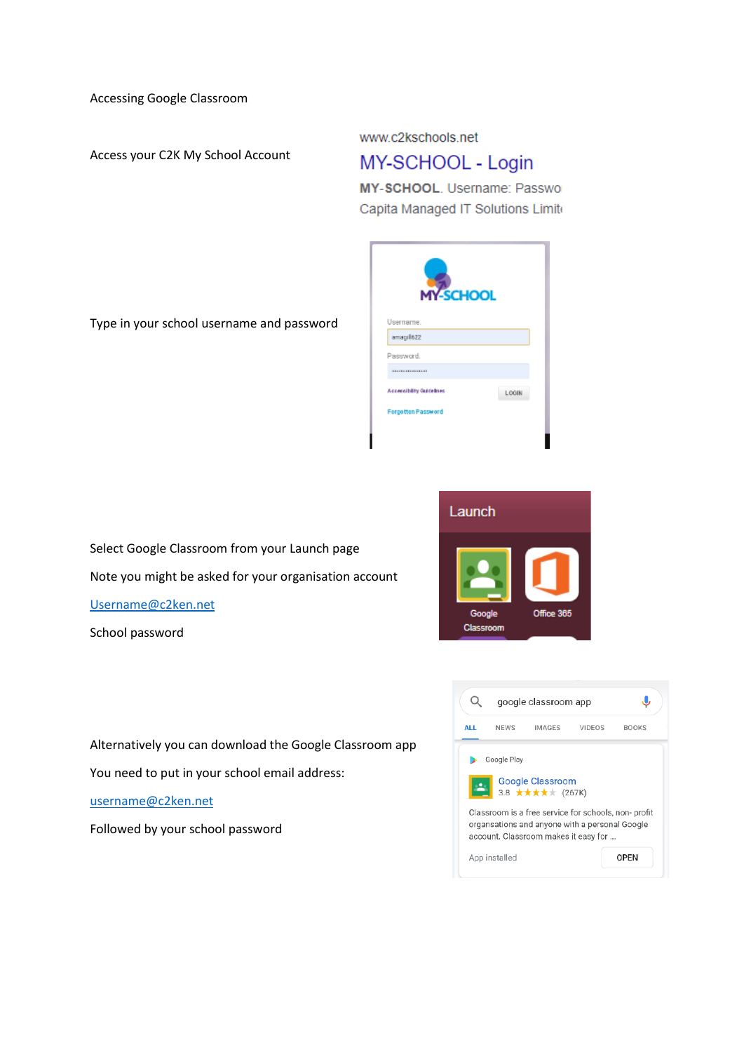Accessing Google Classroom

Access your C2K My School Account

www.c2kschools.net

MY-SCHOOL - Login

MY-SCHOOL. Username: Passwo

Capita Managed IT Solutions Limit

Type in your school username and password

Select Google Classroom from your Launch page

Note you might be asked for your organisation account

[Username@c2ken.net](mailto:Username@c2ken.net)

School password

Alternatively you can download the Google Classroom app

You need to put in your school email address:

[username@c2ken.net](mailto:username@c2ken.net)

Followed by your school password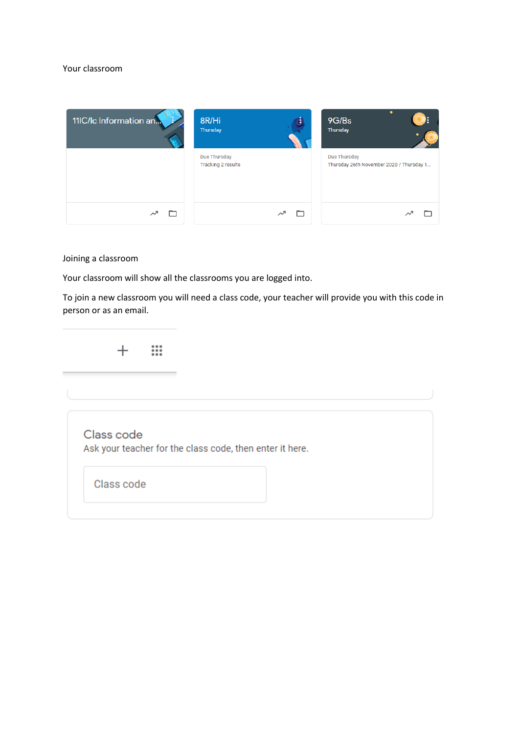Your classroom

11IC/Ic Information an...

8R/Hi
Thursday

Due Thursday
Tracking 2 results

9G/Bs
Thursday

Due Thursday
Thursday 26th November 2020 / Thursday 1...

Joining a classroom

Your classroom will show all the classrooms you are logged into.

To join a new classroom you will need a class code, your teacher will provide you with this code in person or as an email.

+

Class code
Ask your teacher for the class code, then enter it here.

Class code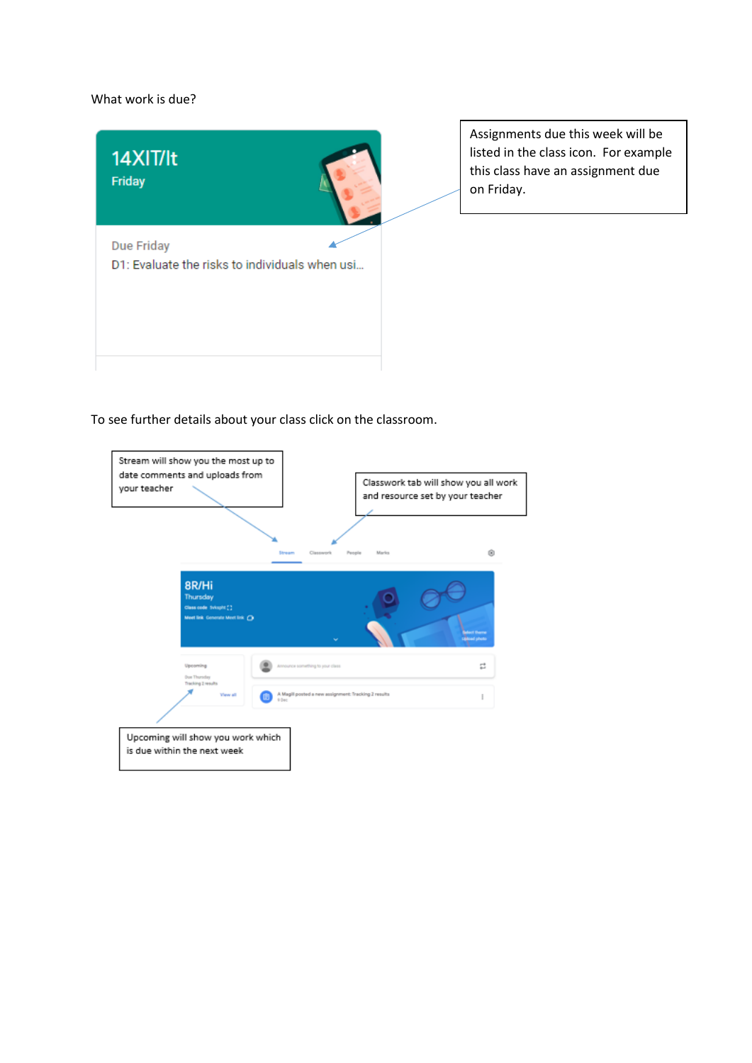What work is due?

14XIT/It

Friday

Due Friday

D1: Evaluate the risks to individuals when usi...

Assignments due this week will be listed in the class icon. For example this class have an assignment due on Friday.

To see further details about your class click on the classroom.

Stream will show you the most up to date comments and uploads from your teacher

Classwork tab will show you all work and resource set by your teacher

Stream Classwork People Marks

8R/Hi

Thursday

Upcoming

Due Thursday

Tracking 2 results

View all

A Magill posted a new assignment: Tracking 2 results

Upcoming will show you work which is due within the next week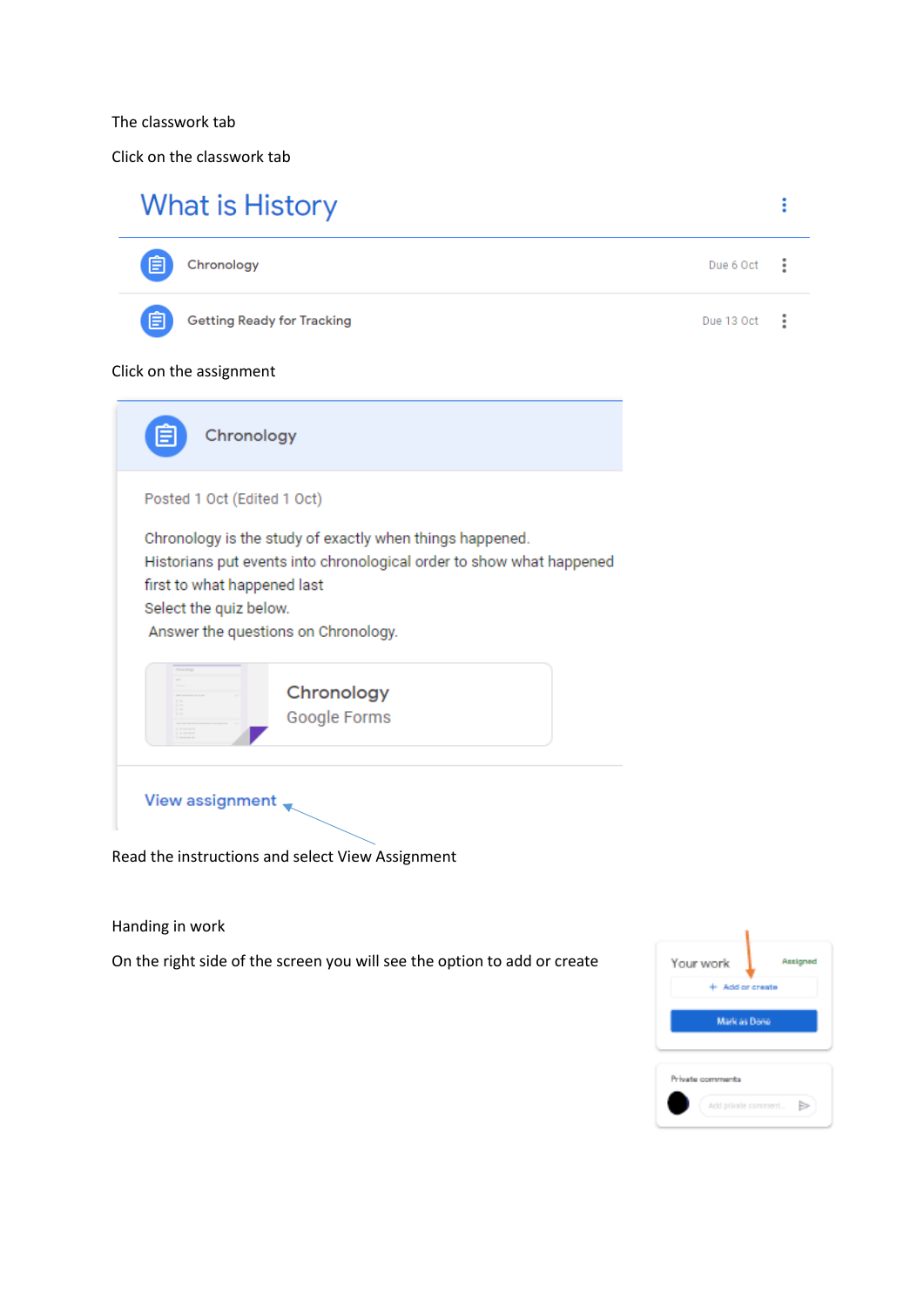The classwork tab

Click on the classwork tab

What is History

Chronology Due 6 Oct

Getting Ready for Tracking Due 13 Oct

Click on the assignment

Chronology

Posted 1 Oct (Edited 1 Oct)

Chronology is the study of exactly when things happened.
Historians put events into chronological order to show what happened first to what happened last
Select the quiz below.
Answer the questions on Chronology.

Chronology
Google Forms

View assignment

Read the instructions and select View Assignment

Handing in work

On the right side of the screen you will see the option to add or create

Your work Assigned

+ Add or create

Mark as Done

Private comments

Add private comment...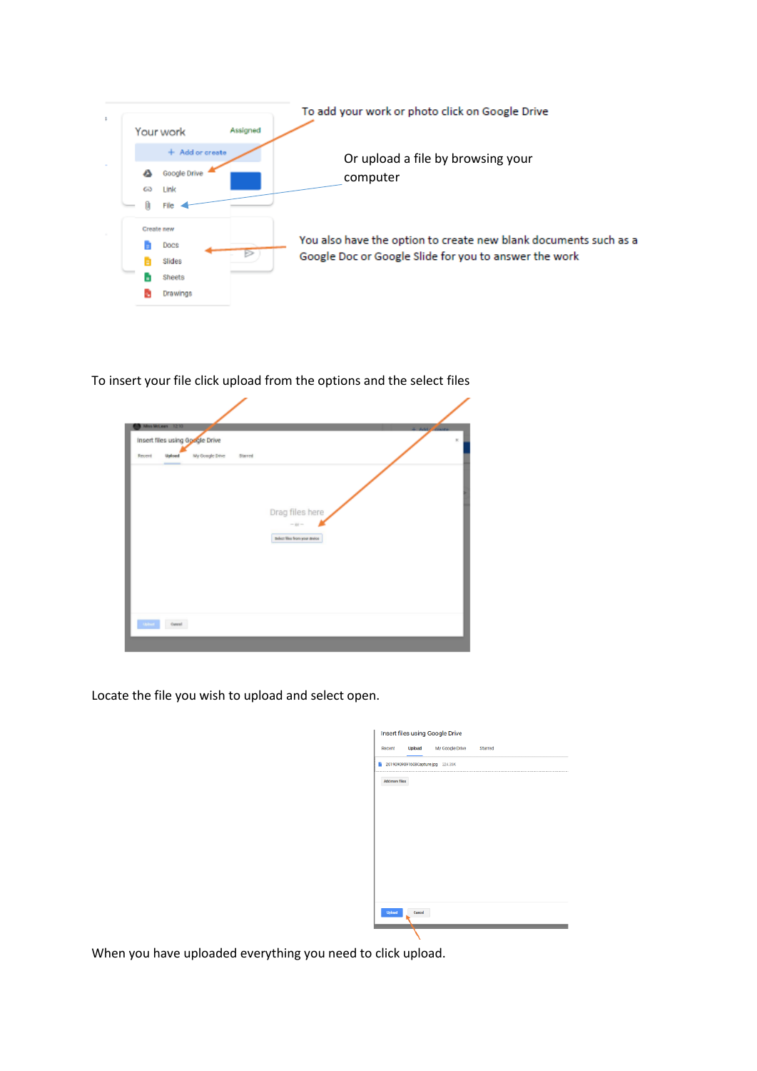To add your work or photo click on Google Drive

Or upload a file by browsing your computer

You also have the option to create new blank documents such as a Google Doc or Google Slide for you to answer the work

To insert your file click upload from the options and the select files

Locate the file you wish to upload and select open.

When you have uploaded everything you need to click upload.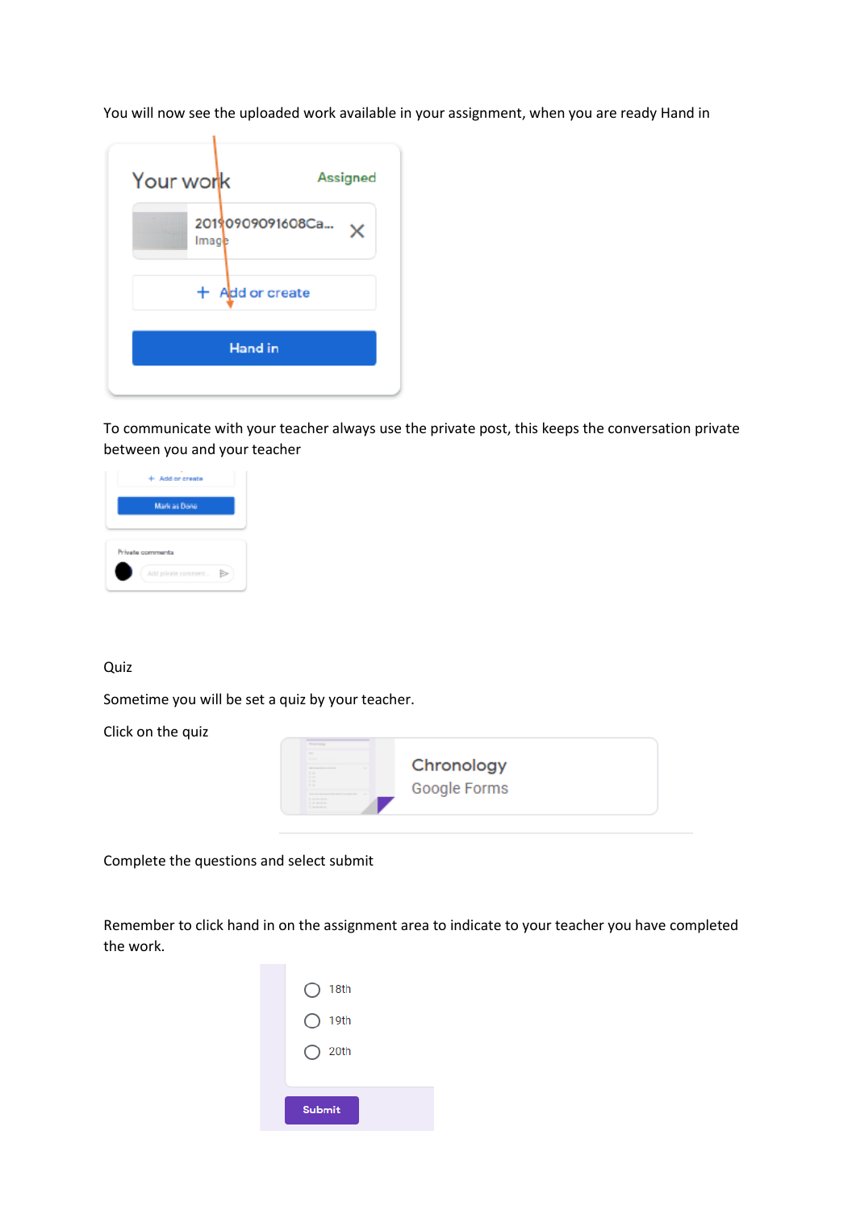You will now see the uploaded work available in your assignment, when you are ready Hand in

To communicate with your teacher always use the private post, this keeps the conversation private between you and your teacher

Quiz

Sometime you will be set a quiz by your teacher.

Click on the quiz

Complete the questions and select submit

Remember to click hand in on the assignment area to indicate to your teacher you have completed the work.